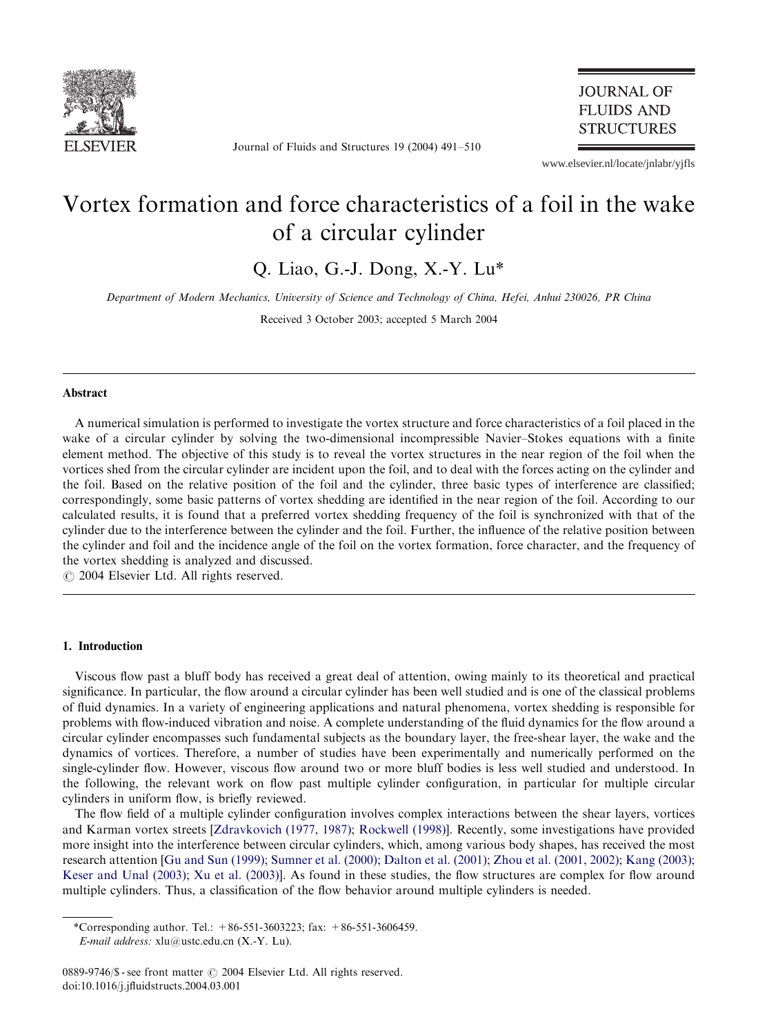# Vortex formation and force characteristics of a foil in the wake of a circular cylinder

Q. Liao, G.-J. Dong, X.-Y. Lu*

*Department of Modern Mechanics, University of Science and Technology of China, Hefei, Anhui 230026, PR China*

Received 3 October 2003; accepted 5 March 2004

## Abstract

A numerical simulation is performed to investigate the vortex structure and force characteristics of a foil placed in the wake of a circular cylinder by solving the two-dimensional incompressible Navier–Stokes equations with a finite element method. The objective of this study is to reveal the vortex structures in the near region of the foil when the vortices shed from the circular cylinder are incident upon the foil, and to deal with the forces acting on the cylinder and the foil. Based on the relative position of the foil and the cylinder, three basic types of interference are classified; correspondingly, some basic patterns of vortex shedding are identified in the near region of the foil. According to our calculated results, it is found that a preferred vortex shedding frequency of the foil is synchronized with that of the cylinder due to the interference between the cylinder and the foil. Further, the influence of the relative position between the cylinder and foil and the incidence angle of the foil on the vortex formation, force character, and the frequency of the vortex shedding is analyzed and discussed.

© 2004 Elsevier Ltd. All rights reserved.

## 1. Introduction

Viscous flow past a bluff body has received a great deal of attention, owing mainly to its theoretical and practical significance. In particular, the flow around a circular cylinder has been well studied and is one of the classical problems of fluid dynamics. In a variety of engineering applications and natural phenomena, vortex shedding is responsible for problems with flow-induced vibration and noise. A complete understanding of the fluid dynamics for the flow around a circular cylinder encompasses such fundamental subjects as the boundary layer, the free-shear layer, the wake and the dynamics of vortices. Therefore, a number of studies have been experimentally and numerically performed on the single-cylinder flow. However, viscous flow around two or more bluff bodies is less well studied and understood. In the following, the relevant work on flow past multiple cylinder configuration, in particular for multiple circular cylinders in uniform flow, is briefly reviewed.

The flow field of a multiple cylinder configuration involves complex interactions between the shear layers, vortices and Karman vortex streets [Zdravkovich (1977, 1987); Rockwell (1998)]. Recently, some investigations have provided more insight into the interference between circular cylinders, which, among various body shapes, has received the most research attention [Gu and Sun (1999); Sumner et al. (2000); Dalton et al. (2001); Zhou et al. (2001, 2002); Kang (2003); Keser and Unal (2003); Xu et al. (2003)]. As found in these studies, the flow structures are complex for flow around multiple cylinders. Thus, a classification of the flow behavior around multiple cylinders is needed.

*Corresponding author. Tel.: +86-551-3603223; fax: +86-551-3606459.
*E-mail address:* xlu@ustc.edu.cn (X.-Y. Lu).

0889-9746/$ - see front matter © 2004 Elsevier Ltd. All rights reserved.
doi:10.1016/j.jfluidstructs.2004.03.001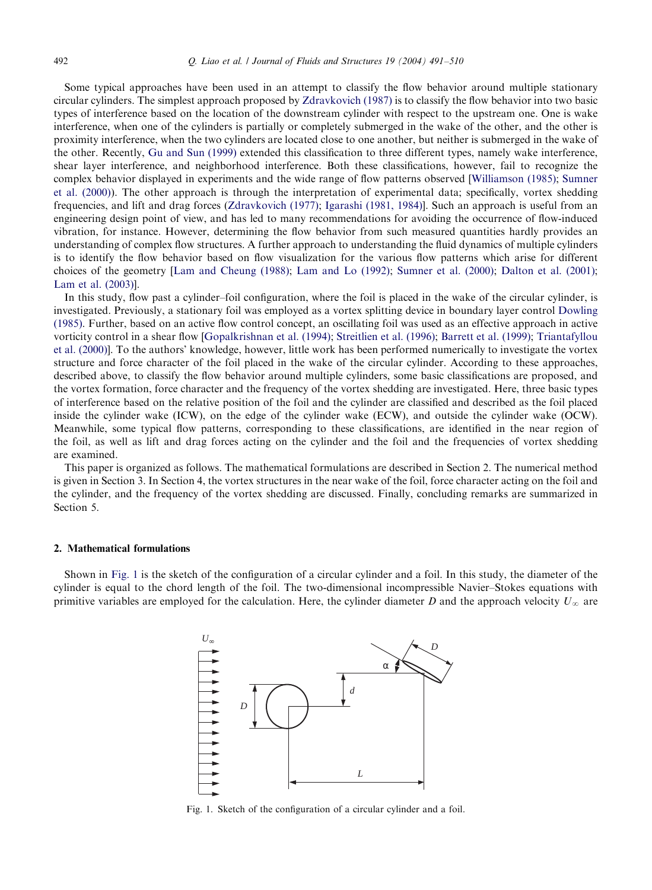Some typical approaches have been used in an attempt to classify the flow behavior around multiple stationary circular cylinders. The simplest approach proposed by Zdravkovich (1987) is to classify the flow behavior into two basic types of interference based on the location of the downstream cylinder with respect to the upstream one. One is wake interference, when one of the cylinders is partially or completely submerged in the wake of the other, and the other is proximity interference, when the two cylinders are located close to one another, but neither is submerged in the wake of the other. Recently, Gu and Sun (1999) extended this classification to three different types, namely wake interference, shear layer interference, and neighborhood interference. Both these classifications, however, fail to recognize the complex behavior displayed in experiments and the wide range of flow patterns observed [Williamson (1985); Sumner et al. (2000)). The other approach is through the interpretation of experimental data; specifically, vortex shedding frequencies, and lift and drag forces (Zdravkovich (1977); Igarashi (1981, 1984)]. Such an approach is useful from an engineering design point of view, and has led to many recommendations for avoiding the occurrence of flow-induced vibration, for instance. However, determining the flow behavior from such measured quantities hardly provides an understanding of complex flow structures. A further approach to understanding the fluid dynamics of multiple cylinders is to identify the flow behavior based on flow visualization for the various flow patterns which arise for different choices of the geometry [Lam and Cheung (1988); Lam and Lo (1992); Sumner et al. (2000); Dalton et al. (2001); Lam et al. (2003)].

In this study, flow past a cylinder–foil configuration, where the foil is placed in the wake of the circular cylinder, is investigated. Previously, a stationary foil was employed as a vortex splitting device in boundary layer control Dowling (1985). Further, based on an active flow control concept, an oscillating foil was used as an effective approach in active vorticity control in a shear flow [Gopalkrishnan et al. (1994); Streitlien et al. (1996); Barrett et al. (1999); Triantafyllou et al. (2000)]. To the authors' knowledge, however, little work has been performed numerically to investigate the vortex structure and force character of the foil placed in the wake of the circular cylinder. According to these approaches, described above, to classify the flow behavior around multiple cylinders, some basic classifications are proposed, and the vortex formation, force character and the frequency of the vortex shedding are investigated. Here, three basic types of interference based on the relative position of the foil and the cylinder are classified and described as the foil placed inside the cylinder wake (ICW), on the edge of the cylinder wake (ECW), and outside the cylinder wake (OCW). Meanwhile, some typical flow patterns, corresponding to these classifications, are identified in the near region of the foil, as well as lift and drag forces acting on the cylinder and the foil and the frequencies of vortex shedding are examined.

This paper is organized as follows. The mathematical formulations are described in Section 2. The numerical method is given in Section 3. In Section 4, the vortex structures in the near wake of the foil, force character acting on the foil and the cylinder, and the frequency of the vortex shedding are discussed. Finally, concluding remarks are summarized in Section 5.

## 2. Mathematical formulations

Shown in Fig. 1 is the sketch of the configuration of a circular cylinder and a foil. In this study, the diameter of the cylinder is equal to the chord length of the foil. The two-dimensional incompressible Navier–Stokes equations with primitive variables are employed for the calculation. Here, the cylinder diameter $D$ and the approach velocity $U_\infty$ are

Fig. 1. Sketch of the configuration of a circular cylinder and a foil.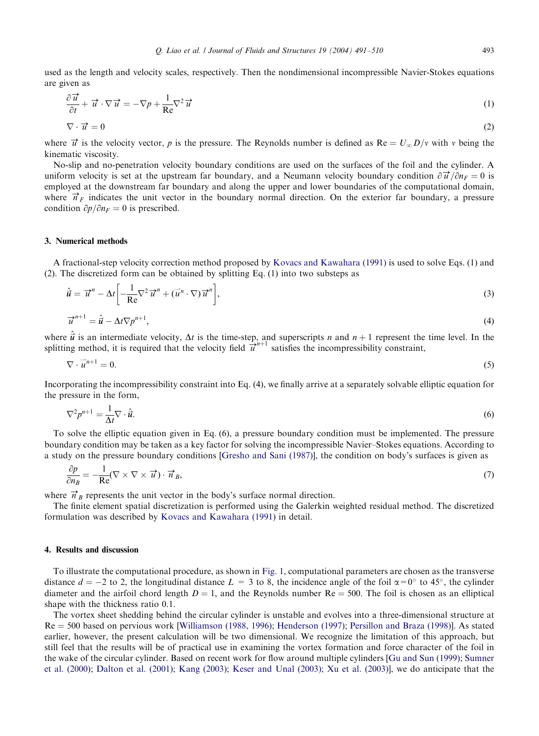used as the length and velocity scales, respectively. Then the nondimensional incompressible Navier-Stokes equations are given as

$$\frac{\partial \vec{u}}{\partial t} + \vec{u} \cdot \nabla \vec{u} = -\nabla p + \frac{1}{\mathrm{Re}} \nabla^2 \vec{u} \tag{1}$$

$$\nabla \cdot \vec{u} = 0 \tag{2}$$

where $\vec{u}$ is the velocity vector, $p$ is the pressure. The Reynolds number is defined as $\mathrm{Re} = U_\infty D/v$ with $v$ being the kinematic viscosity.

No-slip and no-penetration velocity boundary conditions are used on the surfaces of the foil and the cylinder. A uniform velocity is set at the upstream far boundary, and a Neumann velocity boundary condition $\partial \vec{u}/\partial n_F = 0$ is employed at the downstream far boundary and along the upper and lower boundaries of the computational domain, where $\vec{n}_F$ indicates the unit vector in the boundary normal direction. On the exterior far boundary, a pressure condition $\partial p/\partial n_F = 0$ is prescribed.

## 3. Numerical methods

A fractional-step velocity correction method proposed by Kovacs and Kawahara (1991) is used to solve Eqs. (1) and (2). The discretized form can be obtained by splitting Eq. (1) into two substeps as

$$\hat{\vec{u}} = \vec{u}^n - \Delta t \left[ -\frac{1}{\mathrm{Re}} \nabla^2 \vec{u}^n + (\vec{u}^n \cdot \nabla) \vec{u}^n \right], \tag{3}$$

$$\vec{u}^{n+1} = \hat{\vec{u}} - \Delta t \nabla p^{n+1}, \tag{4}$$

where $\hat{\vec{u}}$ is an intermediate velocity, $\Delta t$ is the time-step, and superscripts $n$ and $n+1$ represent the time level. In the splitting method, it is required that the velocity field $\vec{u}^{n+1}$ satisfies the incompressibility constraint,

$$\nabla \cdot \vec{u}^{n+1} = 0. \tag{5}$$

Incorporating the incompressibility constraint into Eq. (4), we finally arrive at a separately solvable elliptic equation for the pressure in the form,

$$\nabla^2 p^{n+1} = \frac{1}{\Delta t} \nabla \cdot \hat{\vec{u}}. \tag{6}$$

To solve the elliptic equation given in Eq. (6), a pressure boundary condition must be implemented. The pressure boundary condition may be taken as a key factor for solving the incompressible Navier–Stokes equations. According to a study on the pressure boundary conditions [Gresho and Sani (1987)], the condition on body's surfaces is given as

$$\frac{\partial p}{\partial n_B} = -\frac{1}{\mathrm{Re}} (\nabla \times \nabla \times \vec{u}) \cdot \vec{n}_B, \tag{7}$$

where $\vec{n}_B$ represents the unit vector in the body's surface normal direction.

The finite element spatial discretization is performed using the Galerkin weighted residual method. The discretized formulation was described by Kovacs and Kawahara (1991) in detail.

## 4. Results and discussion

To illustrate the computational procedure, as shown in Fig. 1, computational parameters are chosen as the transverse distance $d = -2$ to 2, the longitudinal distance $L = 3$ to 8, the incidence angle of the foil $\alpha = 0^\circ$ to $45^\circ$, the cylinder diameter and the airfoil chord length $D = 1$, and the Reynolds number $\mathrm{Re} = 500$. The foil is chosen as an elliptical shape with the thickness ratio 0.1.

The vortex sheet shedding behind the circular cylinder is unstable and evolves into a three-dimensional structure at $\mathrm{Re} = 500$ based on pervious work [Williamson (1988, 1996); Henderson (1997); Persillon and Braza (1998)]. As stated earlier, however, the present calculation will be two dimensional. We recognize the limitation of this approach, but still feel that the results will be of practical use in examining the vortex formation and force character of the foil in the wake of the circular cylinder. Based on recent work for flow around multiple cylinders [Gu and Sun (1999); Sumner et al. (2000); Dalton et al. (2001); Kang (2003); Keser and Unal (2003); Xu et al. (2003)], we do anticipate that the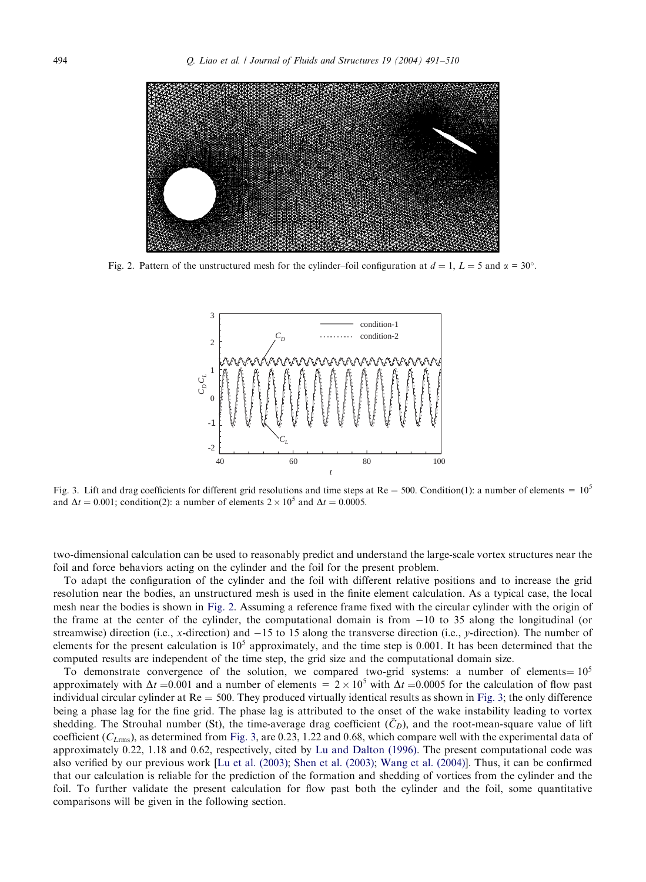Fig. 2. Pattern of the unstructured mesh for the cylinder–foil configuration at $d = 1$, $L = 5$ and $\alpha = 30^{\circ}$.

Fig. 3. Lift and drag coefficients for different grid resolutions and time steps at Re = 500. Condition(1): a number of elements = $10^5$ and $\Delta t = 0.001$; condition(2): a number of elements $2 \times 10^5$ and $\Delta t = 0.0005$.

two-dimensional calculation can be used to reasonably predict and understand the large-scale vortex structures near the foil and force behaviors acting on the cylinder and the foil for the present problem.

To adapt the configuration of the cylinder and the foil with different relative positions and to increase the grid resolution near the bodies, an unstructured mesh is used in the finite element calculation. As a typical case, the local mesh near the bodies is shown in Fig. 2. Assuming a reference frame fixed with the circular cylinder with the origin of the frame at the center of the cylinder, the computational domain is from $-10$ to 35 along the longitudinal (or streamwise) direction (i.e., $x$-direction) and $-15$ to 15 along the transverse direction (i.e., $y$-direction). The number of elements for the present calculation is $10^5$ approximately, and the time step is 0.001. It has been determined that the computed results are independent of the time step, the grid size and the computational domain size.

To demonstrate convergence of the solution, we compared two-grid systems: a number of elements= $10^5$ approximately with $\Delta t$ =0.001 and a number of elements = $2 \times 10^5$ with $\Delta t$ =0.0005 for the calculation of flow past individual circular cylinder at Re = 500. They produced virtually identical results as shown in Fig. 3; the only difference being a phase lag for the fine grid. The phase lag is attributed to the onset of the wake instability leading to vortex shedding. The Strouhal number (St), the time-average drag coefficient ($\bar{C}_D$), and the root-mean-square value of lift coefficient ($C_{L\mathrm{rms}}$), as determined from Fig. 3, are 0.23, 1.22 and 0.68, which compare well with the experimental data of approximately 0.22, 1.18 and 0.62, respectively, cited by Lu and Dalton (1996). The present computational code was also verified by our previous work [Lu et al. (2003); Shen et al. (2003); Wang et al. (2004)]. Thus, it can be confirmed that our calculation is reliable for the prediction of the formation and shedding of vortices from the cylinder and the foil. To further validate the present calculation for flow past both the cylinder and the foil, some quantitative comparisons will be given in the following section.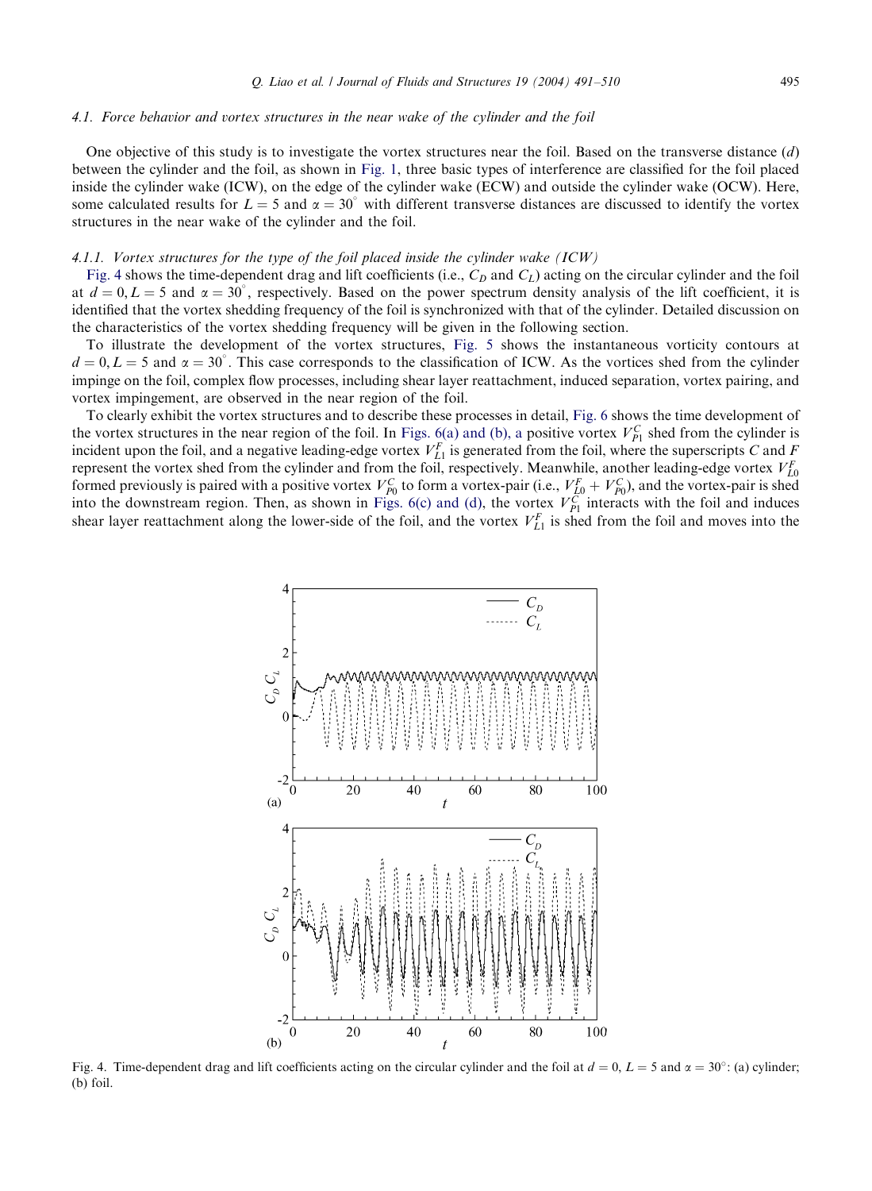### 4.1. Force behavior and vortex structures in the near wake of the cylinder and the foil

One objective of this study is to investigate the vortex structures near the foil. Based on the transverse distance ($d$) between the cylinder and the foil, as shown in Fig. 1, three basic types of interference are classified for the foil placed inside the cylinder wake (ICW), on the edge of the cylinder wake (ECW) and outside the cylinder wake (OCW). Here, some calculated results for $L = 5$ and $\alpha = 30^{\circ}$ with different transverse distances are discussed to identify the vortex structures in the near wake of the cylinder and the foil.

#### 4.1.1. Vortex structures for the type of the foil placed inside the cylinder wake (ICW)

Fig. 4 shows the time-dependent drag and lift coefficients (i.e., $C_D$ and $C_L$) acting on the circular cylinder and the foil at $d = 0, L = 5$ and $\alpha = 30^{\circ}$, respectively. Based on the power spectrum density analysis of the lift coefficient, it is identified that the vortex shedding frequency of the foil is synchronized with that of the cylinder. Detailed discussion on the characteristics of the vortex shedding frequency will be given in the following section.

To illustrate the development of the vortex structures, Fig. 5 shows the instantaneous vorticity contours at $d = 0, L = 5$ and $\alpha = 30^{\circ}$. This case corresponds to the classification of ICW. As the vortices shed from the cylinder impinge on the foil, complex flow processes, including shear layer reattachment, induced separation, vortex pairing, and vortex impingement, are observed in the near region of the foil.

To clearly exhibit the vortex structures and to describe these processes in detail, Fig. 6 shows the time development of the vortex structures in the near region of the foil. In Figs. 6(a) and (b), a positive vortex $V_{P1}^{C}$ shed from the cylinder is incident upon the foil, and a negative leading-edge vortex $V_{L1}^{F}$ is generated from the foil, where the superscripts $C$ and $F$ represent the vortex shed from the cylinder and from the foil, respectively. Meanwhile, another leading-edge vortex $V_{L0}^{F}$ formed previously is paired with a positive vortex $V_{P0}^{C}$ to form a vortex-pair (i.e., $V_{L0}^{F} + V_{P0}^{C}$), and the vortex-pair is shed into the downstream region. Then, as shown in Figs. 6(c) and (d), the vortex $V_{P1}^{C}$ interacts with the foil and induces shear layer reattachment along the lower-side of the foil, and the vortex $V_{L1}^{F}$ is shed from the foil and moves into the

Fig. 4. Time-dependent drag and lift coefficients acting on the circular cylinder and the foil at $d = 0$, $L = 5$ and $\alpha = 30^{\circ}$: (a) cylinder; (b) foil.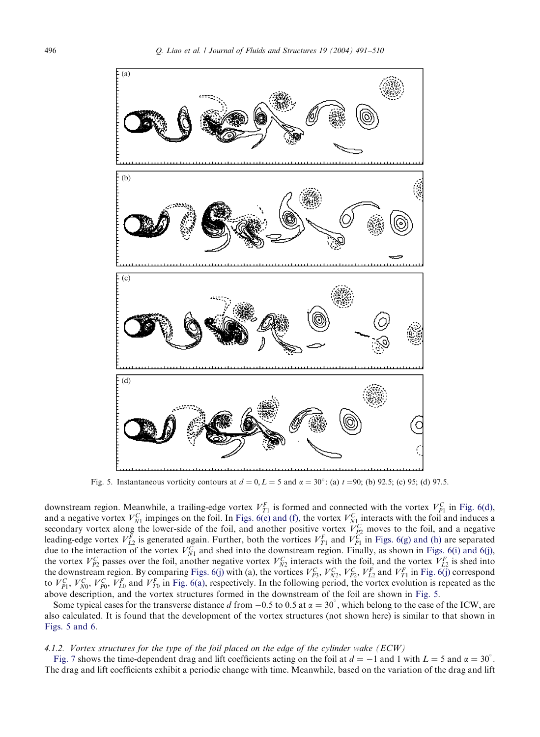Fig. 5. Instantaneous vorticity contours at $d = 0, L = 5$ and $\alpha = 30°$: (a) $t = 90$; (b) 92.5; (c) 95; (d) 97.5.

downstream region. Meanwhile, a trailing-edge vortex $V_{T1}^F$ is formed and connected with the vortex $V_{P1}^C$ in Fig. 6(d), and a negative vortex $V_{N1}^C$ impinges on the foil. In Figs. 6(e) and (f), the vortex $V_{N1}^C$ interacts with the foil and induces a secondary vortex along the lower-side of the foil, and another positive vortex $V_{P2}^C$ moves to the foil, and a negative leading-edge vortex $V_{L2}^F$ is generated again. Further, both the vortices $V_{T1}^F$ and $V_{P1}^C$ in Figs. 6(g) and (h) are separated due to the interaction of the vortex $V_{N1}^C$ and shed into the downstream region. Finally, as shown in Figs. 6(i) and 6(j), the vortex $V_{P2}^C$ passes over the foil, another negative vortex $V_{N2}^C$ interacts with the foil, and the vortex $V_{L2}^F$ is shed into the downstream region. By comparing Figs. 6(j) with (a), the vortices $V_{P3}^C$, $V_{N2}^C$, $V_{P2}^C$, $V_{L2}^F$ and $V_{T1}^F$ in Fig. 6(j) correspond to $V_{P1}^C$, $V_{N0}^C$, $V_{P0}^C$, $V_{L0}^F$ and $V_{T0}^F$ in Fig. 6(a), respectively. In the following period, the vortex evolution is repeated as the above description, and the vortex structures formed in the downstream of the foil are shown in Fig. 5.

Some typical cases for the transverse distance $d$ from $-0.5$ to 0.5 at $\alpha = 30^{\circ}$, which belong to the case of the ICW, are also calculated. It is found that the development of the vortex structures (not shown here) is similar to that shown in Figs. 5 and 6.

#### 4.1.2. *Vortex structures for the type of the foil placed on the edge of the cylinder wake (ECW)*

Fig. 7 shows the time-dependent drag and lift coefficients acting on the foil at $d = -1$ and 1 with $L = 5$ and $\alpha = 30^{\circ}$. The drag and lift coefficients exhibit a periodic change with time. Meanwhile, based on the variation of the drag and lift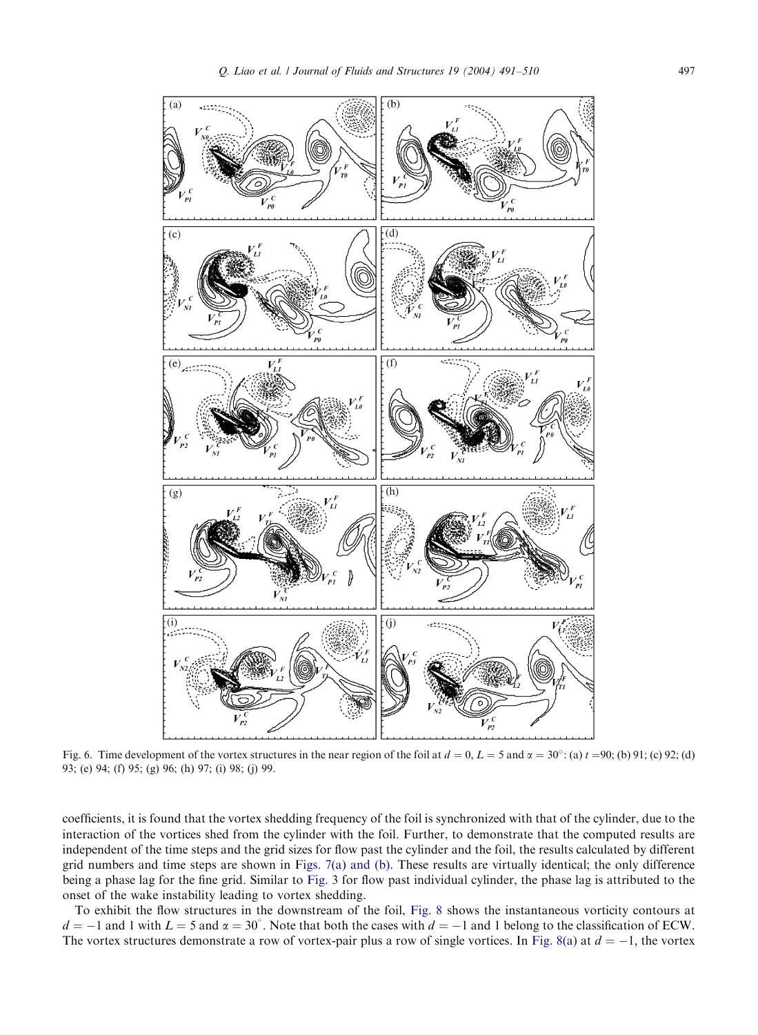Fig. 6. Time development of the vortex structures in the near region of the foil at $d = 0$, $L = 5$ and $\alpha = 30^{\circ}$: (a) $t = 90$; (b) 91; (c) 92; (d) 93; (e) 94; (f) 95; (g) 96; (h) 97; (i) 98; (j) 99.

coefficients, it is found that the vortex shedding frequency of the foil is synchronized with that of the cylinder, due to the interaction of the vortices shed from the cylinder with the foil. Further, to demonstrate that the computed results are independent of the time steps and the grid sizes for flow past the cylinder and the foil, the results calculated by different grid numbers and time steps are shown in Figs. 7(a) and (b). These results are virtually identical; the only difference being a phase lag for the fine grid. Similar to Fig. 3 for flow past individual cylinder, the phase lag is attributed to the onset of the wake instability leading to vortex shedding.

To exhibit the flow structures in the downstream of the foil, Fig. 8 shows the instantaneous vorticity contours at $d = -1$ and 1 with $L = 5$ and $\alpha = 30^{\circ}$. Note that both the cases with $d = -1$ and 1 belong to the classification of ECW. The vortex structures demonstrate a row of vortex-pair plus a row of single vortices. In Fig. 8(a) at $d = -1$, the vortex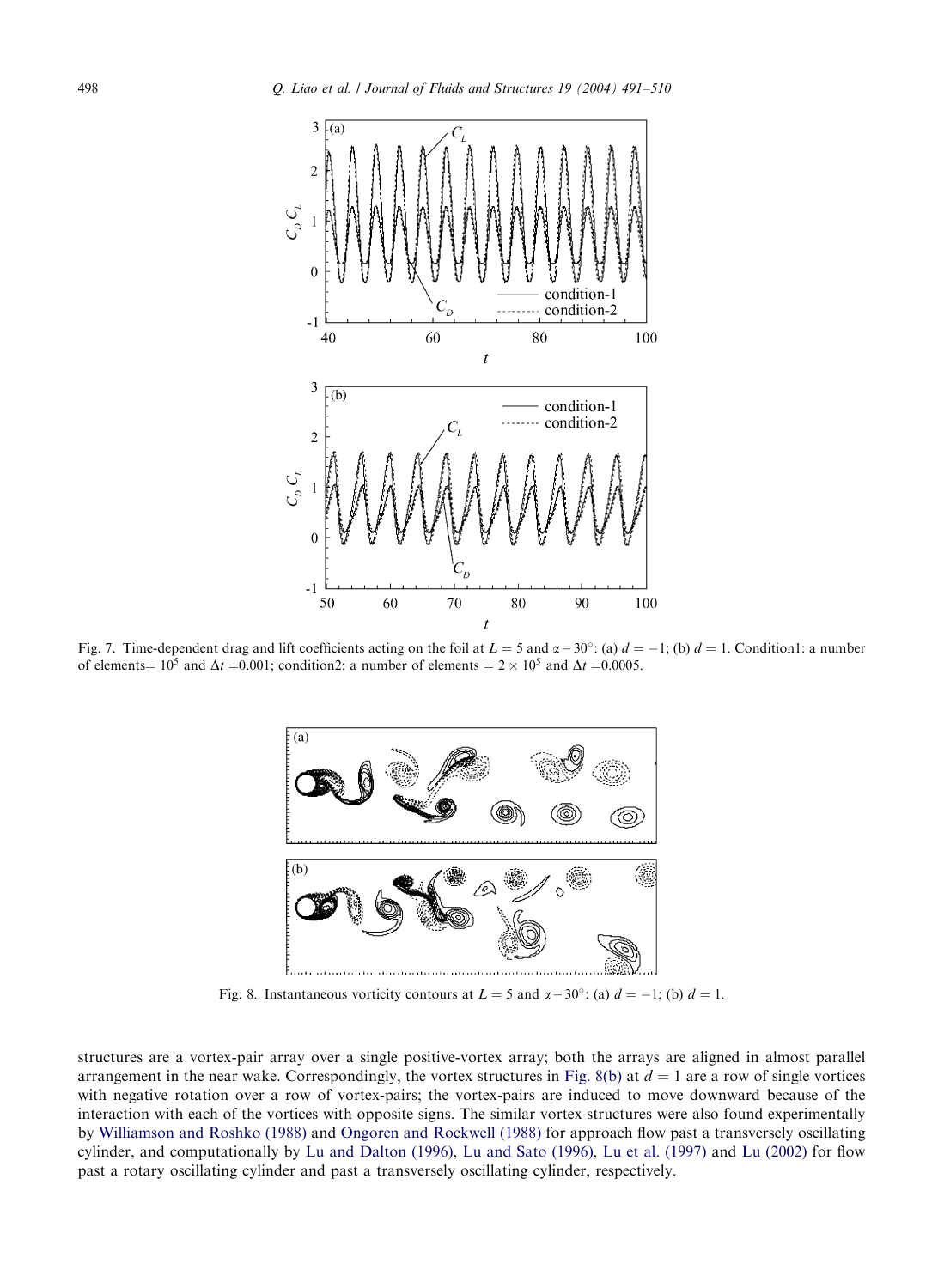Fig. 7. Time-dependent drag and lift coefficients acting on the foil at $L = 5$ and $\alpha = 30^\circ$: (a) $d = -1$; (b) $d = 1$. Condition1: a number of elements= $10^5$ and $\Delta t$ =0.001; condition2: a number of elements = $2 \times 10^5$ and $\Delta t$ =0.0005.

Fig. 8. Instantaneous vorticity contours at $L = 5$ and $\alpha = 30^\circ$: (a) $d = -1$; (b) $d = 1$.

structures are a vortex-pair array over a single positive-vortex array; both the arrays are aligned in almost parallel arrangement in the near wake. Correspondingly, the vortex structures in Fig. 8(b) at $d = 1$ are a row of single vortices with negative rotation over a row of vortex-pairs; the vortex-pairs are induced to move downward because of the interaction with each of the vortices with opposite signs. The similar vortex structures were also found experimentally by Williamson and Roshko (1988) and Ongoren and Rockwell (1988) for approach flow past a transversely oscillating cylinder, and computationally by Lu and Dalton (1996), Lu and Sato (1996), Lu et al. (1997) and Lu (2002) for flow past a rotary oscillating cylinder and past a transversely oscillating cylinder, respectively.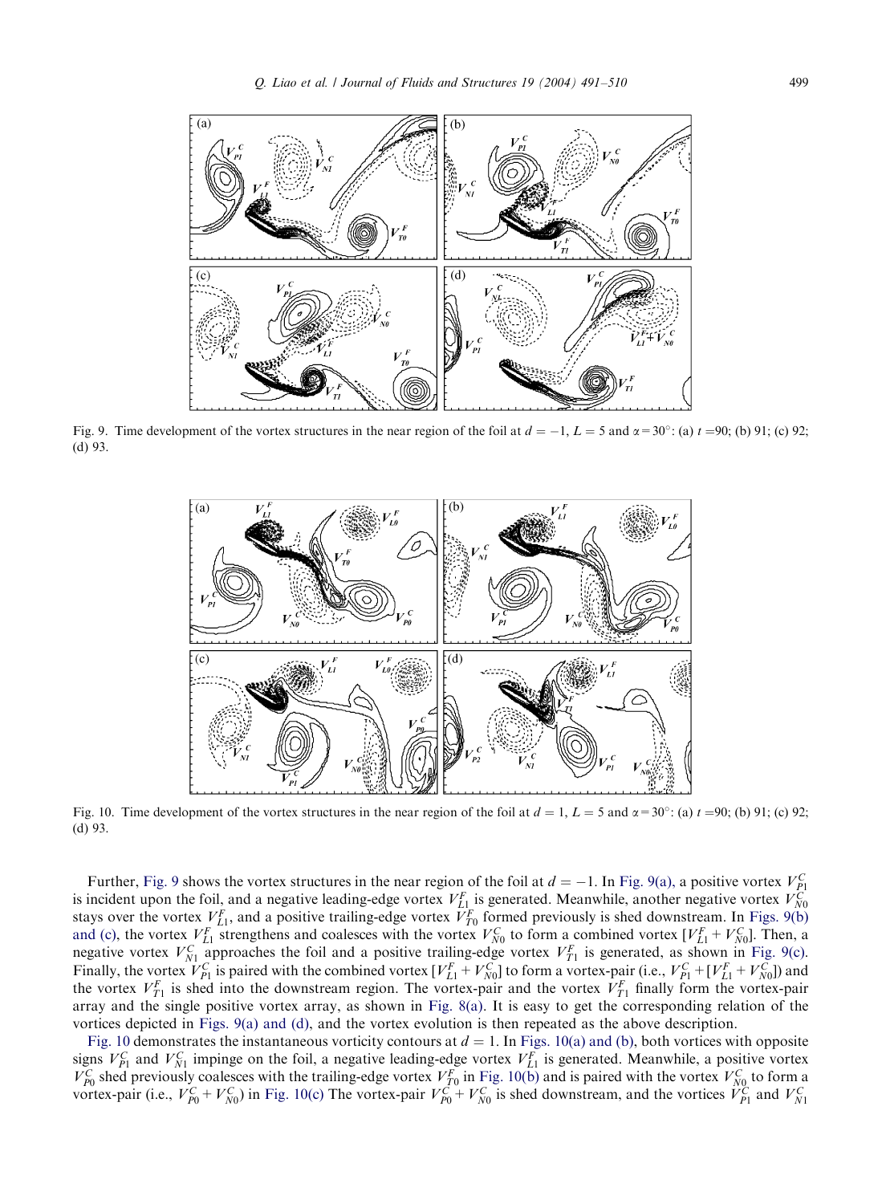Fig. 9. Time development of the vortex structures in the near region of the foil at $d = -1$, $L = 5$ and $\alpha = 30°$: (a) $t = 90$; (b) 91; (c) 92; (d) 93.

Fig. 10. Time development of the vortex structures in the near region of the foil at $d = 1$, $L = 5$ and $\alpha = 30°$: (a) $t = 90$; (b) 91; (c) 92; (d) 93.

Further, Fig. 9 shows the vortex structures in the near region of the foil at $d = -1$. In Fig. 9(a), a positive vortex $V_{P1}^{C}$ is incident upon the foil, and a negative leading-edge vortex $V_{L1}^{F}$ is generated. Meanwhile, another negative vortex $V_{N0}^{C}$ stays over the vortex $V_{L1}^{F}$, and a positive trailing-edge vortex $V_{T0}^{F}$ formed previously is shed downstream. In Figs. 9(b) and (c), the vortex $V_{L1}^{F}$ strengthens and coalesces with the vortex $V_{N0}^{C}$ to form a combined vortex $[V_{L1}^{F} + V_{N0}^{C}]$. Then, a negative vortex $V_{N1}^{C}$ approaches the foil and a positive trailing-edge vortex $V_{T1}^{F}$ is generated, as shown in Fig. 9(c). Finally, the vortex $V_{P1}^{C}$ is paired with the combined vortex $[V_{L1}^{F} + V_{N0}^{C}]$ to form a vortex-pair (i.e., $V_{P1}^{C} + [V_{L1}^{F} + V_{N0}^{C}]$) and the vortex $V_{T1}^{F}$ is shed into the downstream region. The vortex-pair and the vortex $V_{T1}^{F}$ finally form the vortex-pair array and the single positive vortex array, as shown in Fig. 8(a). It is easy to get the corresponding relation of the vortices depicted in Figs. 9(a) and (d), and the vortex evolution is then repeated as the above description.

Fig. 10 demonstrates the instantaneous vorticity contours at $d = 1$. In Figs. 10(a) and (b), both vortices with opposite signs $V_{P1}^{C}$ and $V_{N1}^{C}$ impinge on the foil, a negative leading-edge vortex $V_{L1}^{F}$ is generated. Meanwhile, a positive vortex $V_{P0}^{C}$ shed previously coalesces with the trailing-edge vortex $V_{T0}^{F}$ in Fig. 10(b) and is paired with the vortex $V_{N0}^{C}$ to form a vortex-pair (i.e., $V_{P0}^{C} + V_{N0}^{C}$) in Fig. 10(c) The vortex-pair $V_{P0}^{C} + V_{N0}^{C}$ is shed downstream, and the vortices $V_{P1}^{C}$ and $V_{N1}^{C}$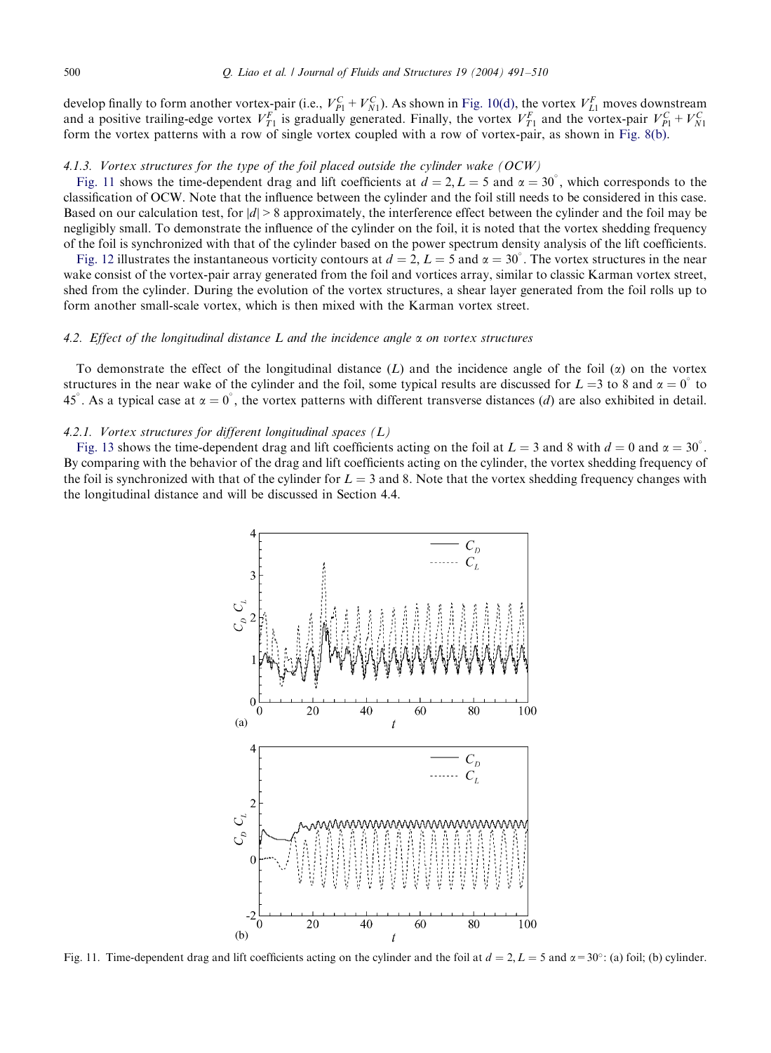develop finally to form another vortex-pair (i.e., $V_{P1}^C + V_{N1}^C$). As shown in Fig. 10(d), the vortex $V_{L1}^F$ moves downstream and a positive trailing-edge vortex $V_{T1}^F$ is gradually generated. Finally, the vortex $V_{T1}^F$ and the vortex-pair $V_{P1}^C + V_{N1}^C$ form the vortex patterns with a row of single vortex coupled with a row of vortex-pair, as shown in Fig. 8(b).

#### 4.1.3. Vortex structures for the type of the foil placed outside the cylinder wake (OCW)

Fig. 11 shows the time-dependent drag and lift coefficients at $d = 2, L = 5$ and $\alpha = 30^\circ$, which corresponds to the classification of OCW. Note that the influence between the cylinder and the foil still needs to be considered in this case. Based on our calculation test, for $|d| > 8$ approximately, the interference effect between the cylinder and the foil may be negligibly small. To demonstrate the influence of the cylinder on the foil, it is noted that the vortex shedding frequency of the foil is synchronized with that of the cylinder based on the power spectrum density analysis of the lift coefficients.

Fig. 12 illustrates the instantaneous vorticity contours at $d = 2, L = 5$ and $\alpha = 30^\circ$. The vortex structures in the near wake consist of the vortex-pair array generated from the foil and vortices array, similar to classic Karman vortex street, shed from the cylinder. During the evolution of the vortex structures, a shear layer generated from the foil rolls up to form another small-scale vortex, which is then mixed with the Karman vortex street.

### 4.2. Effect of the longitudinal distance L and the incidence angle α on vortex structures

To demonstrate the effect of the longitudinal distance ($L$) and the incidence angle of the foil ($\alpha$) on the vortex structures in the near wake of the cylinder and the foil, some typical results are discussed for $L = 3$ to 8 and $\alpha = 0^\circ$ to $45^\circ$. As a typical case at $\alpha = 0^\circ$, the vortex patterns with different transverse distances ($d$) are also exhibited in detail.

#### 4.2.1. Vortex structures for different longitudinal spaces (L)

Fig. 13 shows the time-dependent drag and lift coefficients acting on the foil at $L = 3$ and 8 with $d = 0$ and $\alpha = 30^\circ$. By comparing with the behavior of the drag and lift coefficients acting on the cylinder, the vortex shedding frequency of the foil is synchronized with that of the cylinder for $L = 3$ and 8. Note that the vortex shedding frequency changes with the longitudinal distance and will be discussed in Section 4.4.

Fig. 11. Time-dependent drag and lift coefficients acting on the cylinder and the foil at $d = 2, L = 5$ and $\alpha = 30^\circ$: (a) foil; (b) cylinder.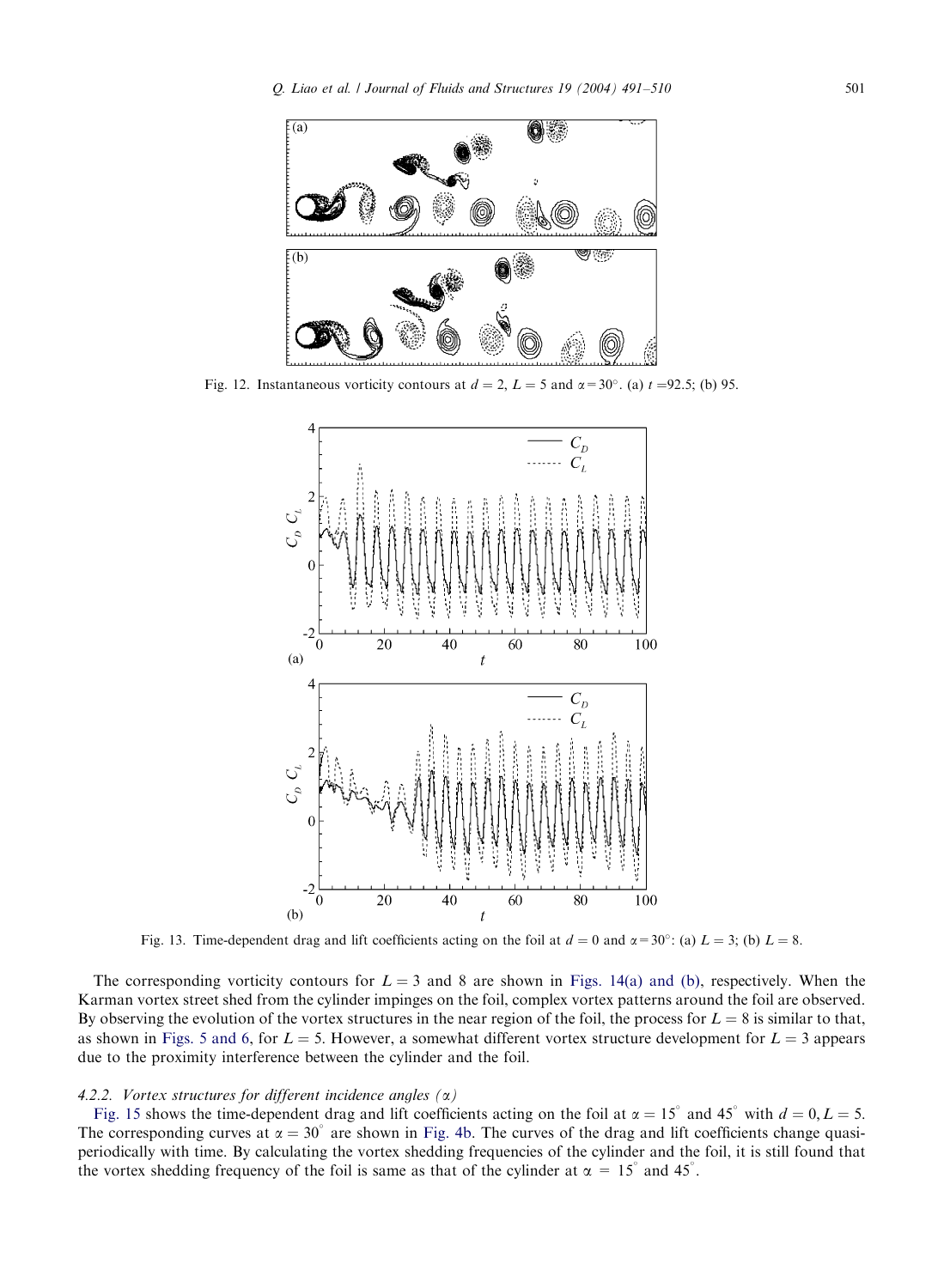Fig. 12. Instantaneous vorticity contours at $d = 2$, $L = 5$ and $\alpha = 30°$. (a) $t = 92.5$; (b) 95.

Fig. 13. Time-dependent drag and lift coefficients acting on the foil at $d = 0$ and $\alpha = 30°$: (a) $L = 3$; (b) $L = 8$.

The corresponding vorticity contours for $L = 3$ and 8 are shown in Figs. 14(a) and (b), respectively. When the Karman vortex street shed from the cylinder impinges on the foil, complex vortex patterns around the foil are observed. By observing the evolution of the vortex structures in the near region of the foil, the process for $L = 8$ is similar to that, as shown in Figs. 5 and 6, for $L = 5$. However, a somewhat different vortex structure development for $L = 3$ appears due to the proximity interference between the cylinder and the foil.

#### 4.2.2. Vortex structures for different incidence angles ($\alpha$)

Fig. 15 shows the time-dependent drag and lift coefficients acting on the foil at $\alpha = 15°$ and $45°$ with $d = 0, L = 5$. The corresponding curves at $\alpha = 30°$ are shown in Fig. 4b. The curves of the drag and lift coefficients change quasi-periodically with time. By calculating the vortex shedding frequencies of the cylinder and the foil, it is still found that the vortex shedding frequency of the foil is same as that of the cylinder at $\alpha = 15°$ and $45°$.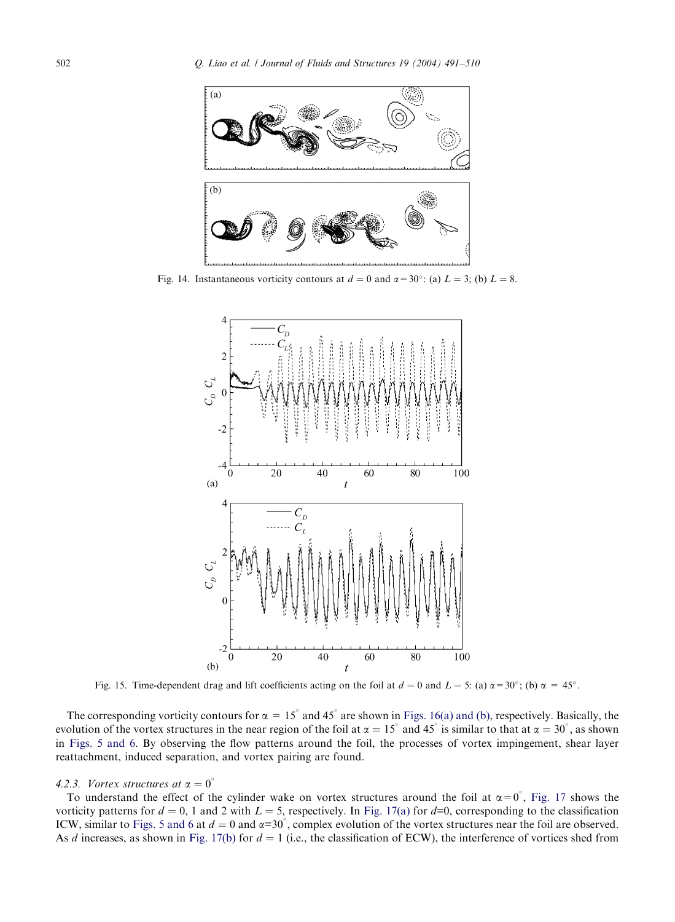Fig. 14. Instantaneous vorticity contours at $d = 0$ and $\alpha = 30°$: (a) $L = 3$; (b) $L = 8$.

Fig. 15. Time-dependent drag and lift coefficients acting on the foil at $d = 0$ and $L = 5$: (a) $\alpha = 30°$; (b) $\alpha = 45°$.

The corresponding vorticity contours for $\alpha = 15°$ and $45°$ are shown in Figs. 16(a) and (b), respectively. Basically, the evolution of the vortex structures in the near region of the foil at $\alpha = 15°$ and $45°$ is similar to that at $\alpha = 30°$, as shown in Figs. 5 and 6. By observing the flow patterns around the foil, the processes of vortex impingement, shear layer reattachment, induced separation, and vortex pairing are found.

#### 4.2.3. Vortex structures at $\alpha = 0°$

To understand the effect of the cylinder wake on vortex structures around the foil at $\alpha = 0°$, Fig. 17 shows the vorticity patterns for $d = 0$, 1 and 2 with $L = 5$, respectively. In Fig. 17(a) for $d$=0, corresponding to the classification ICW, similar to Figs. 5 and 6 at $d = 0$ and $\alpha$=30°, complex evolution of the vortex structures near the foil are observed. As $d$ increases, as shown in Fig. 17(b) for $d = 1$ (i.e., the classification of ECW), the interference of vortices shed from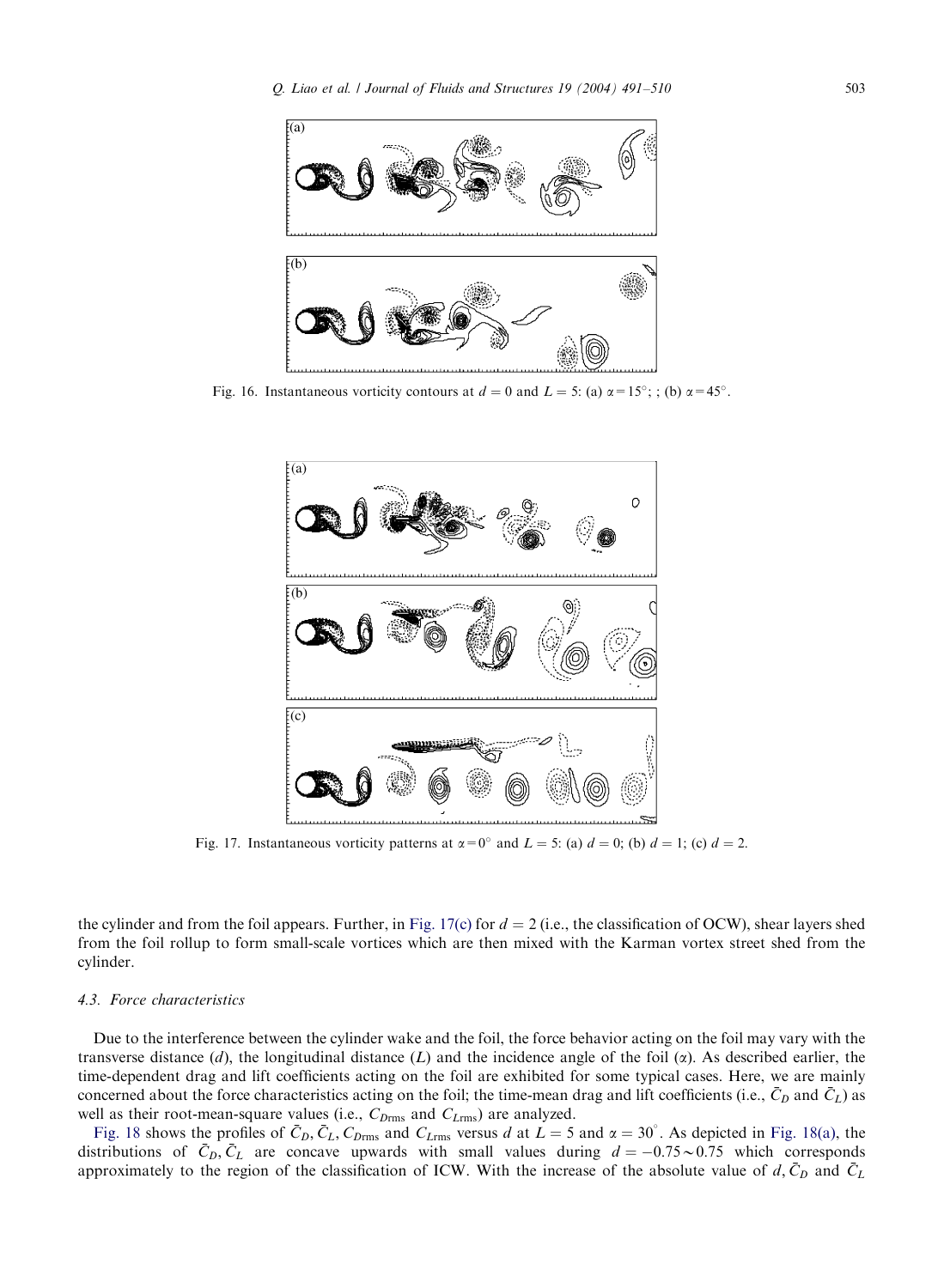Fig. 16. Instantaneous vorticity contours at $d = 0$ and $L = 5$: (a) $\alpha = 15°$; ; (b) $\alpha = 45°$.

Fig. 17. Instantaneous vorticity patterns at $\alpha = 0°$ and $L = 5$: (a) $d = 0$; (b) $d = 1$; (c) $d = 2$.

the cylinder and from the foil appears. Further, in Fig. 17(c) for $d = 2$ (i.e., the classification of OCW), shear layers shed from the foil rollup to form small-scale vortices which are then mixed with the Karman vortex street shed from the cylinder.

### 4.3. Force characteristics

Due to the interference between the cylinder wake and the foil, the force behavior acting on the foil may vary with the transverse distance ($d$), the longitudinal distance ($L$) and the incidence angle of the foil ($\alpha$). As described earlier, the time-dependent drag and lift coefficients acting on the foil are exhibited for some typical cases. Here, we are mainly concerned about the force characteristics acting on the foil; the time-mean drag and lift coefficients (i.e., $\bar{C}_D$ and $\bar{C}_L$) as well as their root-mean-square values (i.e., $C_{D\text{rms}}$ and $C_{L\text{rms}}$) are analyzed.

Fig. 18 shows the profiles of $\bar{C}_D, \bar{C}_L, C_{D\text{rms}}$ and $C_{L\text{rms}}$ versus $d$ at $L = 5$ and $\alpha = 30°$. As depicted in Fig. 18(a), the distributions of $\bar{C}_D, \bar{C}_L$ are concave upwards with small values during $d = -0.75 \sim 0.75$ which corresponds approximately to the region of the classification of ICW. With the increase of the absolute value of $d$, $\bar{C}_D$ and $\bar{C}_L$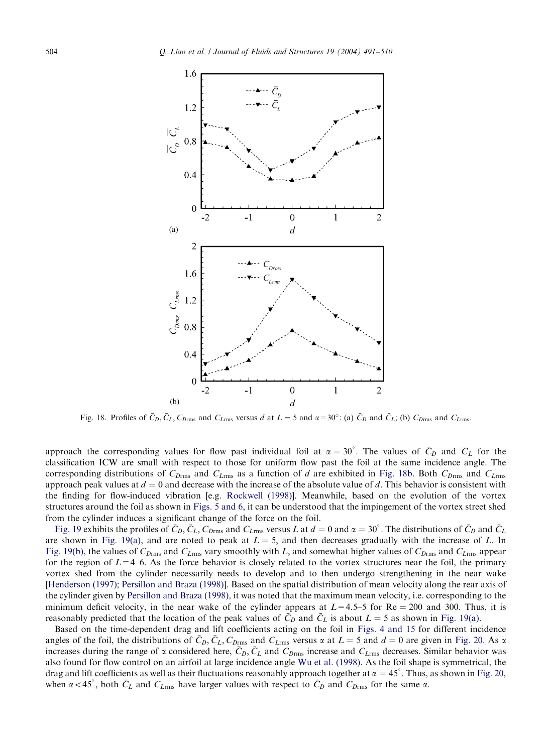Fig. 18. Profiles of $\bar{C}_D$, $\bar{C}_L$, $C_{D\text{rms}}$ and $C_{L\text{rms}}$ versus $d$ at $L = 5$ and $\alpha = 30°$: (a) $\bar{C}_D$ and $\bar{C}_L$; (b) $C_{D\text{rms}}$ and $C_{L\text{rms}}$.

approach the corresponding values for flow past individual foil at $\alpha = 30°$. The values of $\bar{C}_D$ and $\overline{C}_L$ for the classification ICW are small with respect to those for uniform flow past the foil at the same incidence angle. The corresponding distributions of $C_{D\text{rms}}$ and $C_{L\text{rms}}$ as a function of $d$ are exhibited in Fig. 18b. Both $C_{D\text{rms}}$ and $C_{L\text{rms}}$ approach peak values at $d = 0$ and decrease with the increase of the absolute value of $d$. This behavior is consistent with the finding for flow-induced vibration [e.g. Rockwell (1998)]. Meanwhile, based on the evolution of the vortex structures around the foil as shown in Figs. 5 and 6, it can be understood that the impingement of the vortex street shed from the cylinder induces a significant change of the force on the foil.

Fig. 19 exhibits the profiles of $\bar{C}_D$, $\bar{C}_L$, $C_{D\text{rms}}$ and $C_{L\text{rms}}$ versus $L$ at $d = 0$ and $\alpha = 30°$. The distributions of $\bar{C}_D$ and $\bar{C}_L$ are shown in Fig. 19(a), and are noted to peak at $L = 5$, and then decreases gradually with the increase of $L$. In Fig. 19(b), the values of $C_{D\text{rms}}$ and $C_{L\text{rms}}$ vary smoothly with $L$, and somewhat higher values of $C_{D\text{rms}}$ and $C_{L\text{rms}}$ appear for the region of $L = 4$–6. As the force behavior is closely related to the vortex structures near the foil, the primary vortex shed from the cylinder necessarily needs to develop and to then undergo strengthening in the near wake [Henderson (1997); Persillon and Braza (1998)]. Based on the spatial distribution of mean velocity along the rear axis of the cylinder given by Persillon and Braza (1998), it was noted that the maximum mean velocity, i.e. corresponding to the minimum deficit velocity, in the near wake of the cylinder appears at $L = 4.5$–5 for $\text{Re} = 200$ and 300. Thus, it is reasonably predicted that the location of the peak values of $\bar{C}_D$ and $\bar{C}_L$ is about $L = 5$ as shown in Fig. 19(a).

Based on the time-dependent drag and lift coefficients acting on the foil in Figs. 4 and 15 for different incidence angles of the foil, the distributions of $\bar{C}_D$, $\bar{C}_L$, $C_{D\text{rms}}$ and $C_{L\text{rms}}$ versus $\alpha$ at $L = 5$ and $d = 0$ are given in Fig. 20. As $\alpha$ increases during the range of $\alpha$ considered here, $\bar{C}_D$, $\bar{C}_L$ and $C_{D\text{rms}}$ increase and $C_{L\text{rms}}$ decreases. Similar behavior was also found for flow control on an airfoil at large incidence angle Wu et al. (1998). As the foil shape is symmetrical, the drag and lift coefficients as well as their fluctuations reasonably approach together at $\alpha = 45°$. Thus, as shown in Fig. 20, when $\alpha < 45°$, both $\bar{C}_L$ and $C_{L\text{rms}}$ have larger values with respect to $\bar{C}_D$ and $C_{D\text{rms}}$ for the same $\alpha$.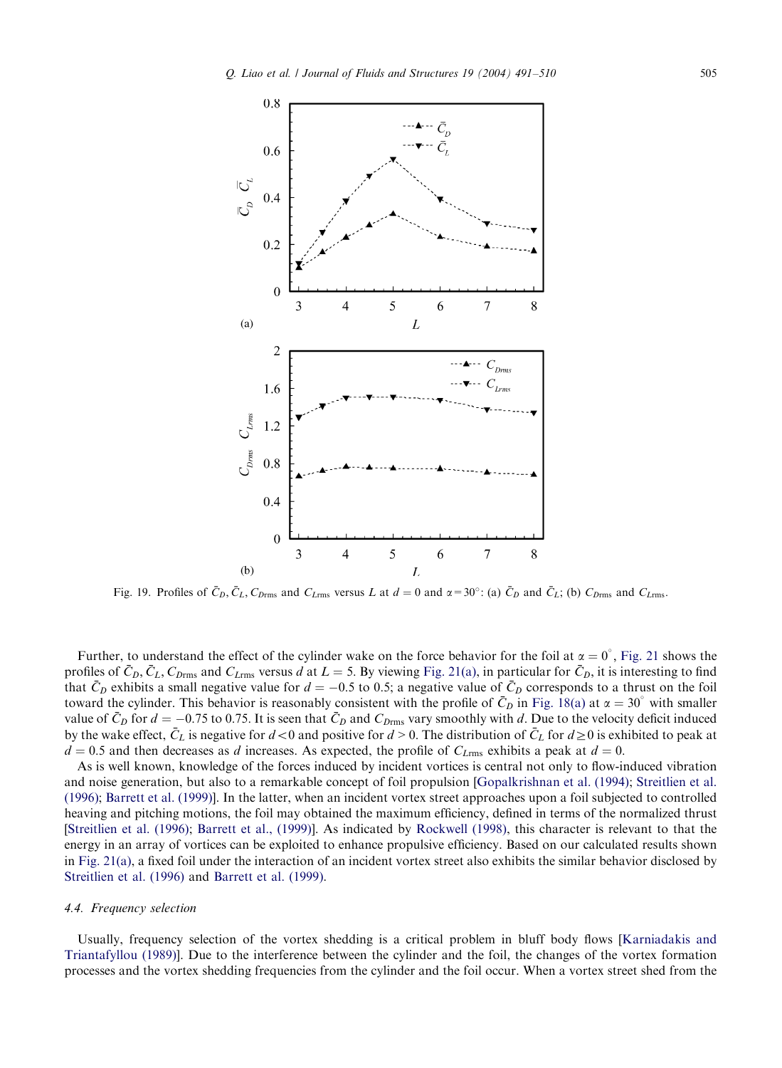Fig. 19. Profiles of $\bar{C}_D$, $\bar{C}_L$, $C_{D\text{rms}}$ and $C_{L\text{rms}}$ versus $L$ at $d = 0$ and $\alpha = 30^\circ$: (a) $\bar{C}_D$ and $\bar{C}_L$; (b) $C_{D\text{rms}}$ and $C_{L\text{rms}}$.

Further, to understand the effect of the cylinder wake on the force behavior for the foil at $\alpha = 0^\circ$, Fig. 21 shows the profiles of $\bar{C}_D$, $\bar{C}_L$, $C_{D\text{rms}}$ and $C_{L\text{rms}}$ versus $d$ at $L = 5$. By viewing Fig. 21(a), in particular for $\bar{C}_D$, it is interesting to find that $\bar{C}_D$ exhibits a small negative value for $d = -0.5$ to 0.5; a negative value of $\bar{C}_D$ corresponds to a thrust on the foil toward the cylinder. This behavior is reasonably consistent with the profile of $\bar{C}_D$ in Fig. 18(a) at $\alpha = 30^\circ$ with smaller value of $\bar{C}_D$ for $d = -0.75$ to 0.75. It is seen that $\bar{C}_D$ and $C_{D\text{rms}}$ vary smoothly with $d$. Due to the velocity deficit induced by the wake effect, $\bar{C}_L$ is negative for $d < 0$ and positive for $d > 0$. The distribution of $\bar{C}_L$ for $d \geq 0$ is exhibited to peak at $d = 0.5$ and then decreases as $d$ increases. As expected, the profile of $C_{L\text{rms}}$ exhibits a peak at $d = 0$.

As is well known, knowledge of the forces induced by incident vortices is central not only to flow-induced vibration and noise generation, but also to a remarkable concept of foil propulsion [Gopalkrishnan et al. (1994); Streitlien et al. (1996); Barrett et al. (1999)]. In the latter, when an incident vortex street approaches upon a foil subjected to controlled heaving and pitching motions, the foil may obtained the maximum efficiency, defined in terms of the normalized thrust [Streitlien et al. (1996); Barrett et al., (1999)]. As indicated by Rockwell (1998), this character is relevant to that the energy in an array of vortices can be exploited to enhance propulsive efficiency. Based on our calculated results shown in Fig. 21(a), a fixed foil under the interaction of an incident vortex street also exhibits the similar behavior disclosed by Streitlien et al. (1996) and Barrett et al. (1999).

### 4.4. Frequency selection

Usually, frequency selection of the vortex shedding is a critical problem in bluff body flows [Karniadakis and Triantafyllou (1989)]. Due to the interference between the cylinder and the foil, the changes of the vortex formation processes and the vortex shedding frequencies from the cylinder and the foil occur. When a vortex street shed from the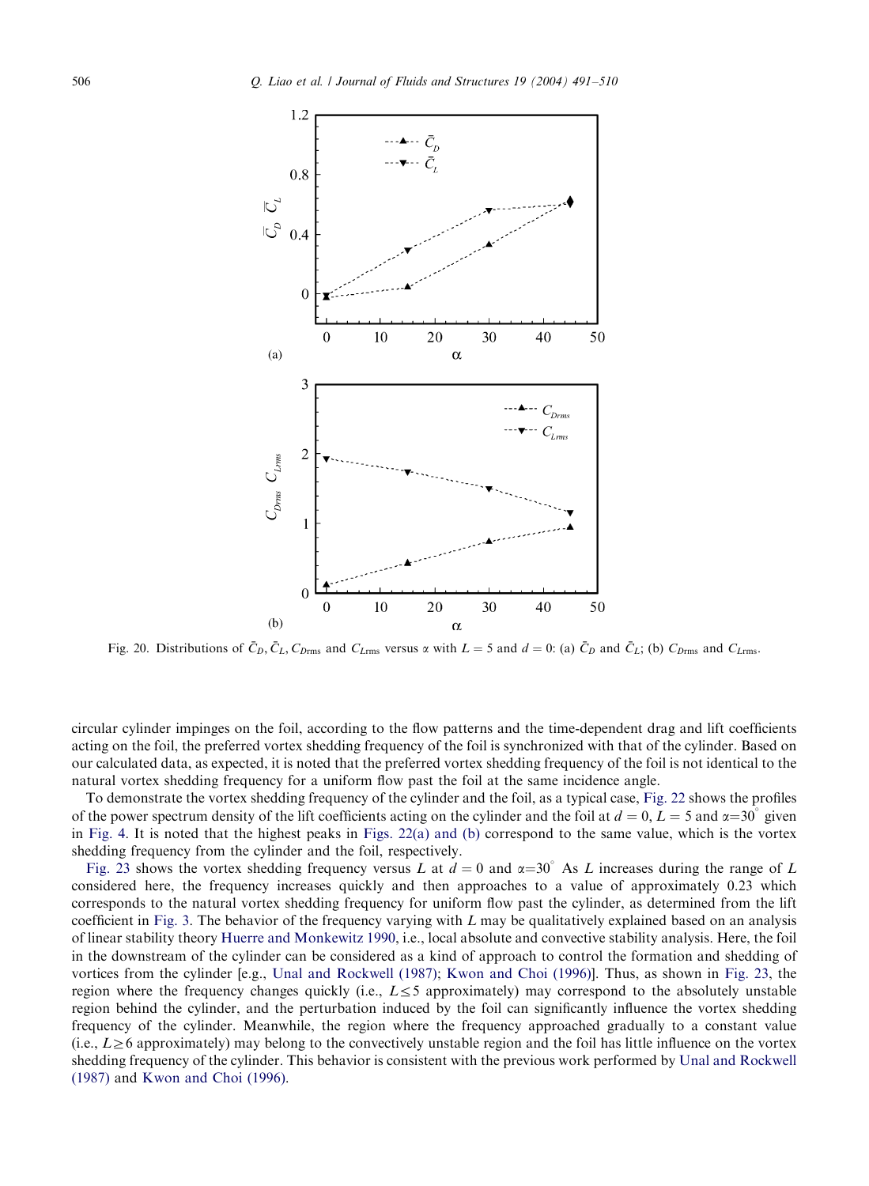Fig. 20. Distributions of $\bar{C}_D$, $\bar{C}_L$, $C_{D\rm rms}$ and $C_{L\rm rms}$ versus $\alpha$ with $L = 5$ and $d = 0$: (a) $\bar{C}_D$ and $\bar{C}_L$; (b) $C_{D\rm rms}$ and $C_{L\rm rms}$.

circular cylinder impinges on the foil, according to the flow patterns and the time-dependent drag and lift coefficients acting on the foil, the preferred vortex shedding frequency of the foil is synchronized with that of the cylinder. Based on our calculated data, as expected, it is noted that the preferred vortex shedding frequency of the foil is not identical to the natural vortex shedding frequency for a uniform flow past the foil at the same incidence angle.

To demonstrate the vortex shedding frequency of the cylinder and the foil, as a typical case, Fig. 22 shows the profiles of the power spectrum density of the lift coefficients acting on the cylinder and the foil at $d = 0$, $L = 5$ and $\alpha = 30^\circ$ given in Fig. 4. It is noted that the highest peaks in Figs. 22(a) and (b) correspond to the same value, which is the vortex shedding frequency from the cylinder and the foil, respectively.

Fig. 23 shows the vortex shedding frequency versus $L$ at $d = 0$ and $\alpha = 30^\circ$ As $L$ increases during the range of $L$ considered here, the frequency increases quickly and then approaches to a value of approximately 0.23 which corresponds to the natural vortex shedding frequency for uniform flow past the cylinder, as determined from the lift coefficient in Fig. 3. The behavior of the frequency varying with $L$ may be qualitatively explained based on an analysis of linear stability theory Huerre and Monkewitz 1990, i.e., local absolute and convective stability analysis. Here, the foil in the downstream of the cylinder can be considered as a kind of approach to control the formation and shedding of vortices from the cylinder [e.g., Unal and Rockwell (1987); Kwon and Choi (1996)]. Thus, as shown in Fig. 23, the region where the frequency changes quickly (i.e., $L \leq 5$ approximately) may correspond to the absolutely unstable region behind the cylinder, and the perturbation induced by the foil can significantly influence the vortex shedding frequency of the cylinder. Meanwhile, the region where the frequency approached gradually to a constant value (i.e., $L \geq 6$ approximately) may belong to the convectively unstable region and the foil has little influence on the vortex shedding frequency of the cylinder. This behavior is consistent with the previous work performed by Unal and Rockwell (1987) and Kwon and Choi (1996).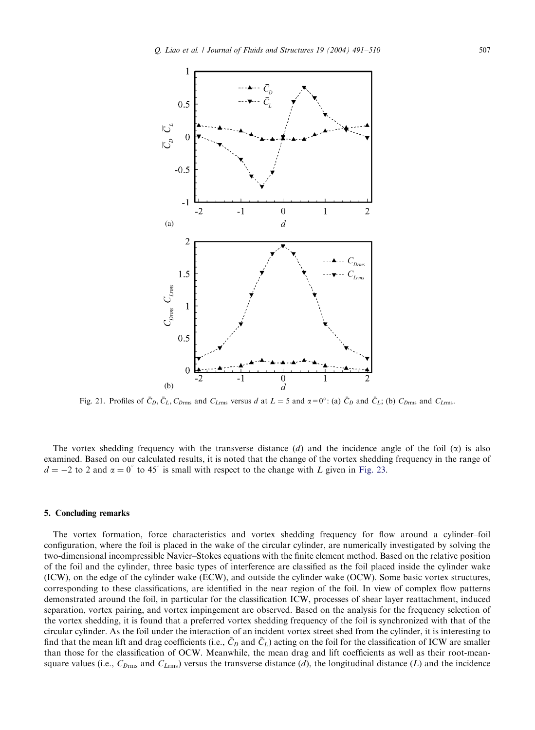Fig. 21. Profiles of $\bar{C}_D$, $\bar{C}_L$, $C_{D\mathrm{rms}}$ and $C_{L\mathrm{rms}}$ versus $d$ at $L = 5$ and $\alpha = 0^\circ$: (a) $\bar{C}_D$ and $\bar{C}_L$; (b) $C_{D\mathrm{rms}}$ and $C_{L\mathrm{rms}}$.

The vortex shedding frequency with the transverse distance ($d$) and the incidence angle of the foil ($\alpha$) is also examined. Based on our calculated results, it is noted that the change of the vortex shedding frequency in the range of $d = -2$ to 2 and $\alpha = 0^\circ$ to $45^\circ$ is small with respect to the change with $L$ given in Fig. 23.

## 5. Concluding remarks

The vortex formation, force characteristics and vortex shedding frequency for flow around a cylinder–foil configuration, where the foil is placed in the wake of the circular cylinder, are numerically investigated by solving the two-dimensional incompressible Navier–Stokes equations with the finite element method. Based on the relative position of the foil and the cylinder, three basic types of interference are classified as the foil placed inside the cylinder wake (ICW), on the edge of the cylinder wake (ECW), and outside the cylinder wake (OCW). Some basic vortex structures, corresponding to these classifications, are identified in the near region of the foil. In view of complex flow patterns demonstrated around the foil, in particular for the classification ICW, processes of shear layer reattachment, induced separation, vortex pairing, and vortex impingement are observed. Based on the analysis for the frequency selection of the vortex shedding, it is found that a preferred vortex shedding frequency of the foil is synchronized with that of the circular cylinder. As the foil under the interaction of an incident vortex street shed from the cylinder, it is interesting to find that the mean lift and drag coefficients (i.e., $\bar{C}_D$ and $\bar{C}_L$) acting on the foil for the classification of ICW are smaller than those for the classification of OCW. Meanwhile, the mean drag and lift coefficients as well as their root-mean-square values (i.e., $C_{D\mathrm{rms}}$ and $C_{L\mathrm{rms}}$) versus the transverse distance ($d$), the longitudinal distance ($L$) and the incidence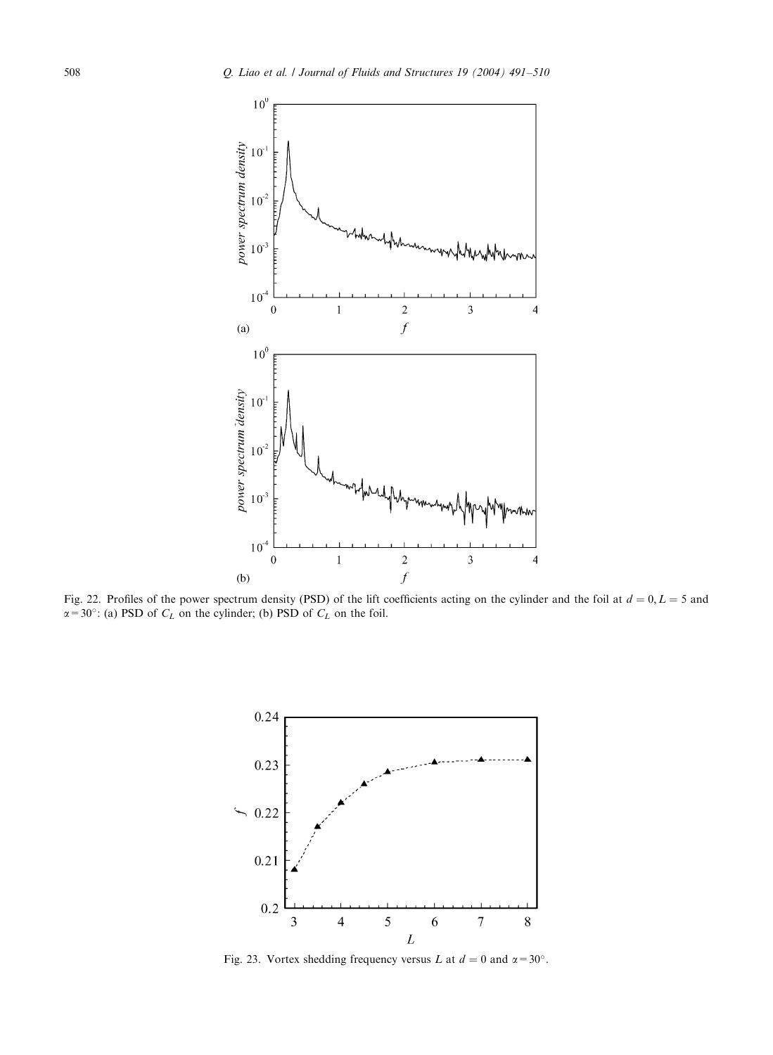Fig. 22. Profiles of the power spectrum density (PSD) of the lift coefficients acting on the cylinder and the foil at $d = 0, L = 5$ and $\alpha = 30^\circ$: (a) PSD of $C_L$ on the cylinder; (b) PSD of $C_L$ on the foil.

Fig. 23. Vortex shedding frequency versus $L$ at $d = 0$ and $\alpha = 30^\circ$.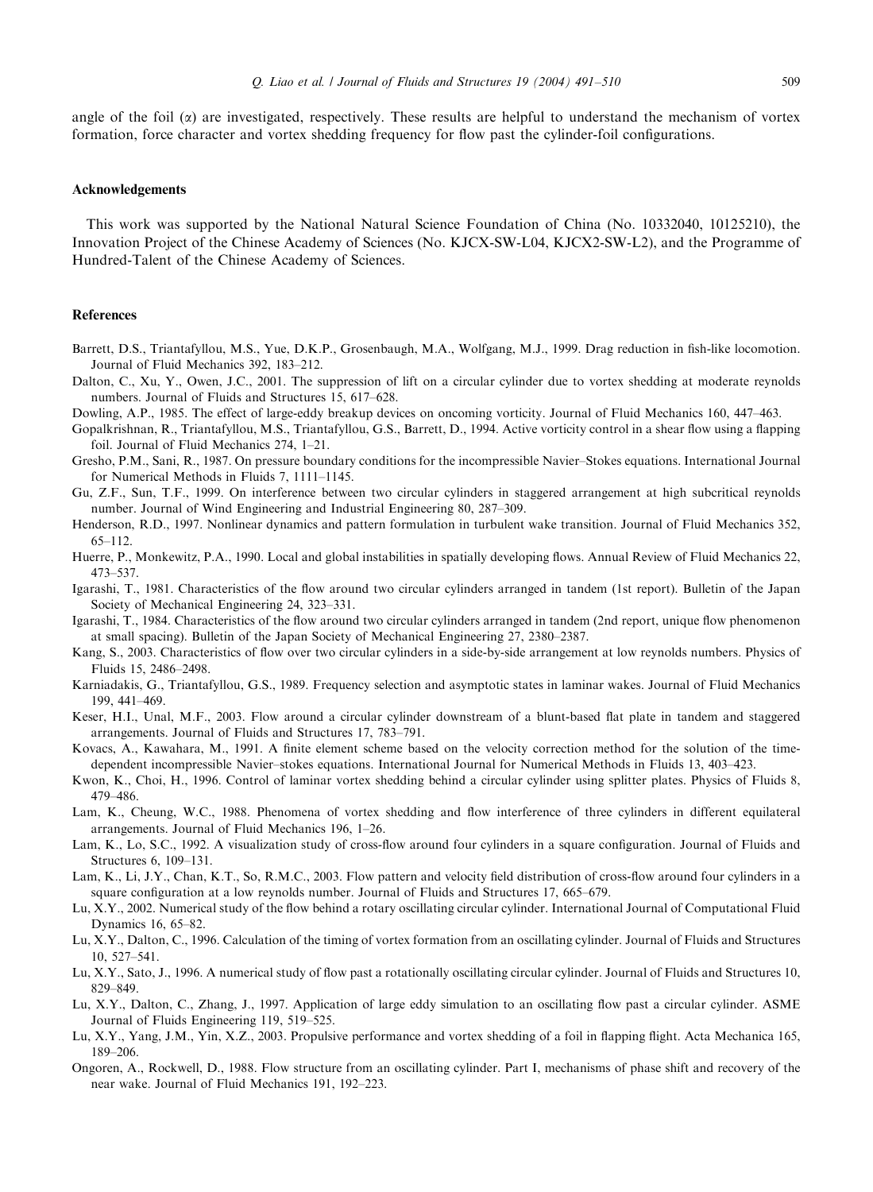angle of the foil ($\alpha$) are investigated, respectively. These results are helpful to understand the mechanism of vortex formation, force character and vortex shedding frequency for flow past the cylinder-foil configurations.

## Acknowledgements

This work was supported by the National Natural Science Foundation of China (No. 10332040, 10125210), the Innovation Project of the Chinese Academy of Sciences (No. KJCX-SW-L04, KJCX2-SW-L2), and the Programme of Hundred-Talent of the Chinese Academy of Sciences.

## References

Barrett, D.S., Triantafyllou, M.S., Yue, D.K.P., Grosenbaugh, M.A., Wolfgang, M.J., 1999. Drag reduction in fish-like locomotion. Journal of Fluid Mechanics 392, 183–212.

Dalton, C., Xu, Y., Owen, J.C., 2001. The suppression of lift on a circular cylinder due to vortex shedding at moderate reynolds numbers. Journal of Fluids and Structures 15, 617–628.

Dowling, A.P., 1985. The effect of large-eddy breakup devices on oncoming vorticity. Journal of Fluid Mechanics 160, 447–463.

Gopalkrishnan, R., Triantafyllou, M.S., Triantafyllou, G.S., Barrett, D., 1994. Active vorticity control in a shear flow using a flapping foil. Journal of Fluid Mechanics 274, 1–21.

Gresho, P.M., Sani, R., 1987. On pressure boundary conditions for the incompressible Navier–Stokes equations. International Journal for Numerical Methods in Fluids 7, 1111–1145.

Gu, Z.F., Sun, T.F., 1999. On interference between two circular cylinders in staggered arrangement at high subcritical reynolds number. Journal of Wind Engineering and Industrial Engineering 80, 287–309.

Henderson, R.D., 1997. Nonlinear dynamics and pattern formulation in turbulent wake transition. Journal of Fluid Mechanics 352, 65–112.

Huerre, P., Monkewitz, P.A., 1990. Local and global instabilities in spatially developing flows. Annual Review of Fluid Mechanics 22, 473–537.

Igarashi, T., 1981. Characteristics of the flow around two circular cylinders arranged in tandem (1st report). Bulletin of the Japan Society of Mechanical Engineering 24, 323–331.

Igarashi, T., 1984. Characteristics of the flow around two circular cylinders arranged in tandem (2nd report, unique flow phenomenon at small spacing). Bulletin of the Japan Society of Mechanical Engineering 27, 2380–2387.

Kang, S., 2003. Characteristics of flow over two circular cylinders in a side-by-side arrangement at low reynolds numbers. Physics of Fluids 15, 2486–2498.

Karniadakis, G., Triantafyllou, G.S., 1989. Frequency selection and asymptotic states in laminar wakes. Journal of Fluid Mechanics 199, 441–469.

Keser, H.I., Unal, M.F., 2003. Flow around a circular cylinder downstream of a blunt-based flat plate in tandem and staggered arrangements. Journal of Fluids and Structures 17, 783–791.

Kovacs, A., Kawahara, M., 1991. A finite element scheme based on the velocity correction method for the solution of the time-dependent incompressible Navier–stokes equations. International Journal for Numerical Methods in Fluids 13, 403–423.

Kwon, K., Choi, H., 1996. Control of laminar vortex shedding behind a circular cylinder using splitter plates. Physics of Fluids 8, 479–486.

Lam, K., Cheung, W.C., 1988. Phenomena of vortex shedding and flow interference of three cylinders in different equilateral arrangements. Journal of Fluid Mechanics 196, 1–26.

Lam, K., Lo, S.C., 1992. A visualization study of cross-flow around four cylinders in a square configuration. Journal of Fluids and Structures 6, 109–131.

Lam, K., Li, J.Y., Chan, K.T., So, R.M.C., 2003. Flow pattern and velocity field distribution of cross-flow around four cylinders in a square configuration at a low reynolds number. Journal of Fluids and Structures 17, 665–679.

Lu, X.Y., 2002. Numerical study of the flow behind a rotary oscillating circular cylinder. International Journal of Computational Fluid Dynamics 16, 65–82.

Lu, X.Y., Dalton, C., 1996. Calculation of the timing of vortex formation from an oscillating cylinder. Journal of Fluids and Structures 10, 527–541.

Lu, X.Y., Sato, J., 1996. A numerical study of flow past a rotationally oscillating circular cylinder. Journal of Fluids and Structures 10, 829–849.

Lu, X.Y., Dalton, C., Zhang, J., 1997. Application of large eddy simulation to an oscillating flow past a circular cylinder. ASME Journal of Fluids Engineering 119, 519–525.

Lu, X.Y., Yang, J.M., Yin, X.Z., 2003. Propulsive performance and vortex shedding of a foil in flapping flight. Acta Mechanica 165, 189–206.

Ongoren, A., Rockwell, D., 1988. Flow structure from an oscillating cylinder. Part I, mechanisms of phase shift and recovery of the near wake. Journal of Fluid Mechanics 191, 192–223.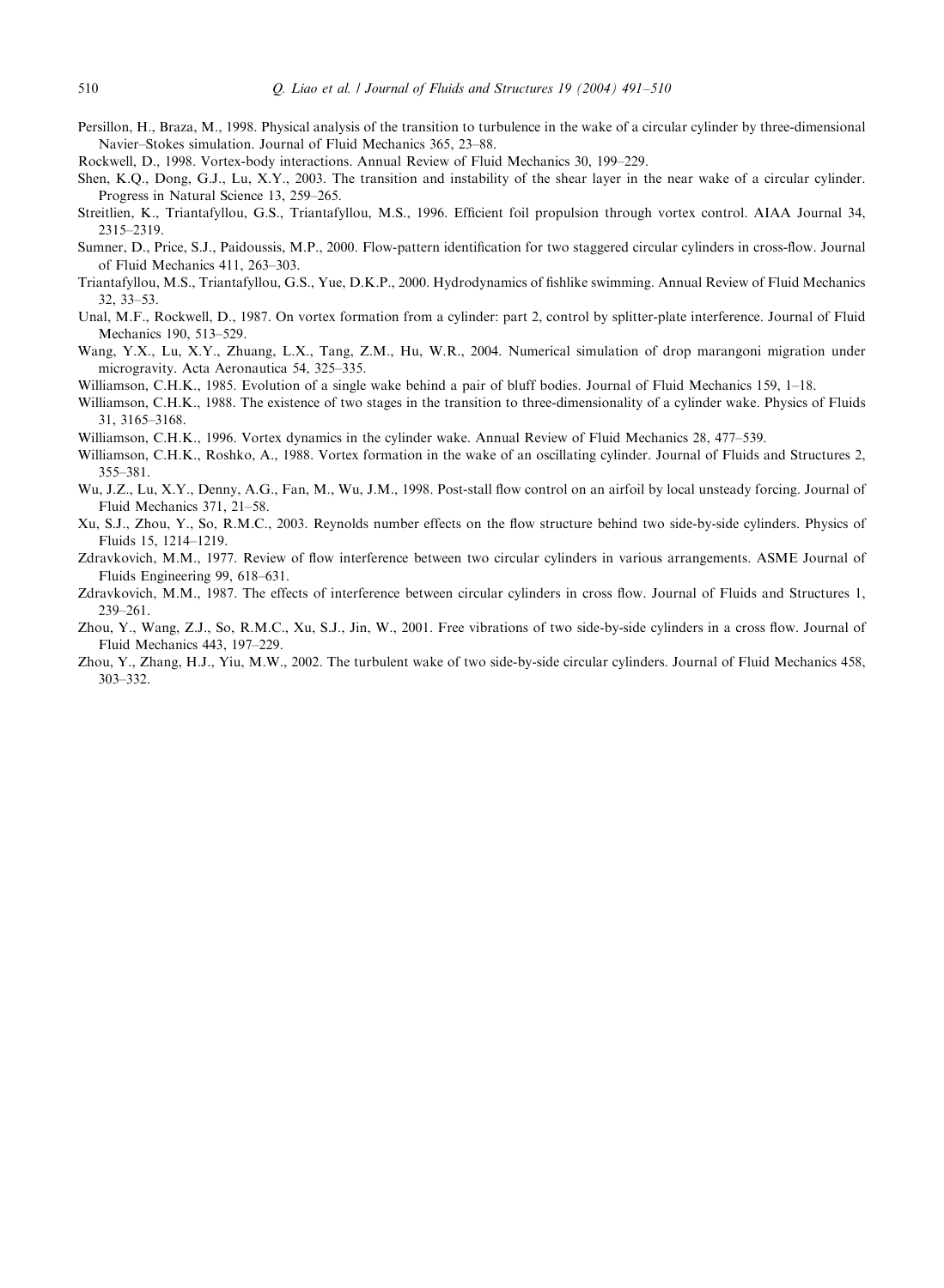Persillon, H., Braza, M., 1998. Physical analysis of the transition to turbulence in the wake of a circular cylinder by three-dimensional Navier–Stokes simulation. Journal of Fluid Mechanics 365, 23–88.

Rockwell, D., 1998. Vortex-body interactions. Annual Review of Fluid Mechanics 30, 199–229.

Shen, K.Q., Dong, G.J., Lu, X.Y., 2003. The transition and instability of the shear layer in the near wake of a circular cylinder. Progress in Natural Science 13, 259–265.

Streitlien, K., Triantafyllou, G.S., Triantafyllou, M.S., 1996. Efficient foil propulsion through vortex control. AIAA Journal 34, 2315–2319.

Sumner, D., Price, S.J., Paidoussis, M.P., 2000. Flow-pattern identification for two staggered circular cylinders in cross-flow. Journal of Fluid Mechanics 411, 263–303.

Triantafyllou, M.S., Triantafyllou, G.S., Yue, D.K.P., 2000. Hydrodynamics of fishlike swimming. Annual Review of Fluid Mechanics 32, 33–53.

Unal, M.F., Rockwell, D., 1987. On vortex formation from a cylinder: part 2, control by splitter-plate interference. Journal of Fluid Mechanics 190, 513–529.

Wang, Y.X., Lu, X.Y., Zhuang, L.X., Tang, Z.M., Hu, W.R., 2004. Numerical simulation of drop marangoni migration under microgravity. Acta Aeronautica 54, 325–335.

Williamson, C.H.K., 1985. Evolution of a single wake behind a pair of bluff bodies. Journal of Fluid Mechanics 159, 1–18.

Williamson, C.H.K., 1988. The existence of two stages in the transition to three-dimensionality of a cylinder wake. Physics of Fluids 31, 3165–3168.

Williamson, C.H.K., 1996. Vortex dynamics in the cylinder wake. Annual Review of Fluid Mechanics 28, 477–539.

Williamson, C.H.K., Roshko, A., 1988. Vortex formation in the wake of an oscillating cylinder. Journal of Fluids and Structures 2, 355–381.

Wu, J.Z., Lu, X.Y., Denny, A.G., Fan, M., Wu, J.M., 1998. Post-stall flow control on an airfoil by local unsteady forcing. Journal of Fluid Mechanics 371, 21–58.

Xu, S.J., Zhou, Y., So, R.M.C., 2003. Reynolds number effects on the flow structure behind two side-by-side cylinders. Physics of Fluids 15, 1214–1219.

Zdravkovich, M.M., 1977. Review of flow interference between two circular cylinders in various arrangements. ASME Journal of Fluids Engineering 99, 618–631.

Zdravkovich, M.M., 1987. The effects of interference between circular cylinders in cross flow. Journal of Fluids and Structures 1, 239–261.

Zhou, Y., Wang, Z.J., So, R.M.C., Xu, S.J., Jin, W., 2001. Free vibrations of two side-by-side cylinders in a cross flow. Journal of Fluid Mechanics 443, 197–229.

Zhou, Y., Zhang, H.J., Yiu, M.W., 2002. The turbulent wake of two side-by-side circular cylinders. Journal of Fluid Mechanics 458, 303–332.